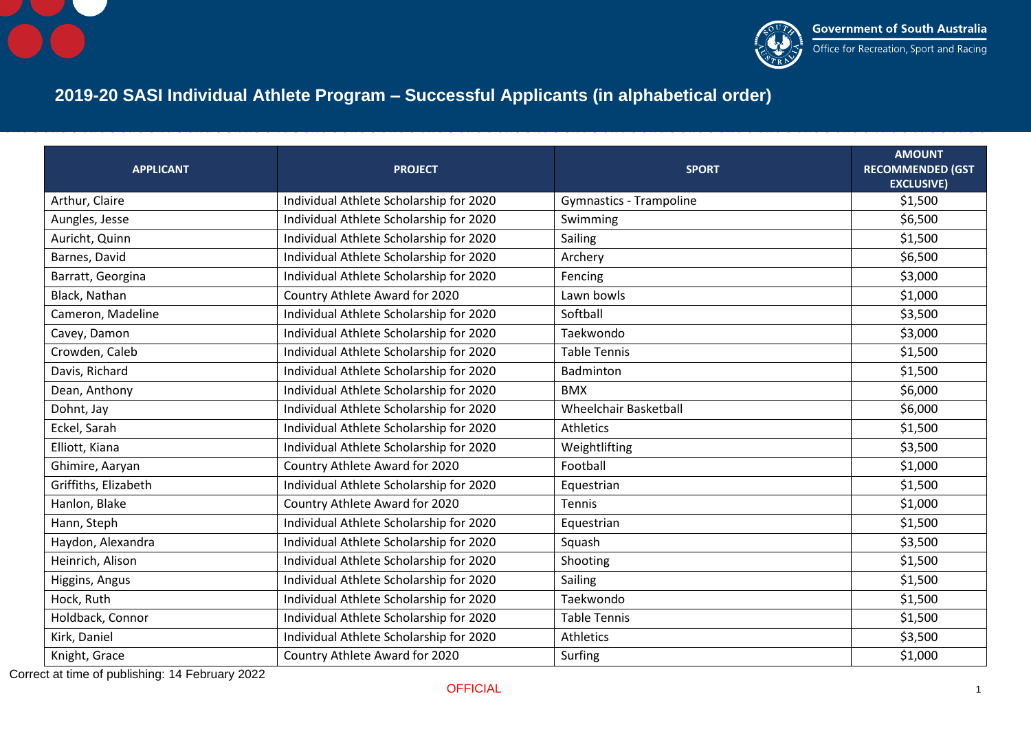Government of South Australia
Office for Recreation, Sport and Racing

# 2019-20 SASI Individual Athlete Program – Successful Applicants (in alphabetical order)

| APPLICANT | PROJECT | SPORT | AMOUNT RECOMMENDED (GST EXCLUSIVE) |
|---|---|---|---|
| Arthur, Claire | Individual Athlete Scholarship for 2020 | Gymnastics - Trampoline | $1,500 |
| Aungles, Jesse | Individual Athlete Scholarship for 2020 | Swimming | $6,500 |
| Auricht, Quinn | Individual Athlete Scholarship for 2020 | Sailing | $1,500 |
| Barnes, David | Individual Athlete Scholarship for 2020 | Archery | $6,500 |
| Barratt, Georgina | Individual Athlete Scholarship for 2020 | Fencing | $3,000 |
| Black, Nathan | Country Athlete Award for 2020 | Lawn bowls | $1,000 |
| Cameron, Madeline | Individual Athlete Scholarship for 2020 | Softball | $3,500 |
| Cavey, Damon | Individual Athlete Scholarship for 2020 | Taekwondo | $3,000 |
| Crowden, Caleb | Individual Athlete Scholarship for 2020 | Table Tennis | $1,500 |
| Davis, Richard | Individual Athlete Scholarship for 2020 | Badminton | $1,500 |
| Dean, Anthony | Individual Athlete Scholarship for 2020 | BMX | $6,000 |
| Dohnt, Jay | Individual Athlete Scholarship for 2020 | Wheelchair Basketball | $6,000 |
| Eckel, Sarah | Individual Athlete Scholarship for 2020 | Athletics | $1,500 |
| Elliott, Kiana | Individual Athlete Scholarship for 2020 | Weightlifting | $3,500 |
| Ghimire, Aaryan | Country Athlete Award for 2020 | Football | $1,000 |
| Griffiths, Elizabeth | Individual Athlete Scholarship for 2020 | Equestrian | $1,500 |
| Hanlon, Blake | Country Athlete Award for 2020 | Tennis | $1,000 |
| Hann, Steph | Individual Athlete Scholarship for 2020 | Equestrian | $1,500 |
| Haydon, Alexandra | Individual Athlete Scholarship for 2020 | Squash | $3,500 |
| Heinrich, Alison | Individual Athlete Scholarship for 2020 | Shooting | $1,500 |
| Higgins, Angus | Individual Athlete Scholarship for 2020 | Sailing | $1,500 |
| Hock, Ruth | Individual Athlete Scholarship for 2020 | Taekwondo | $1,500 |
| Holdback, Connor | Individual Athlete Scholarship for 2020 | Table Tennis | $1,500 |
| Kirk, Daniel | Individual Athlete Scholarship for 2020 | Athletics | $3,500 |
| Knight, Grace | Country Athlete Award for 2020 | Surfing | $1,000 |

Correct at time of publishing: 14 February 2022

OFFICIAL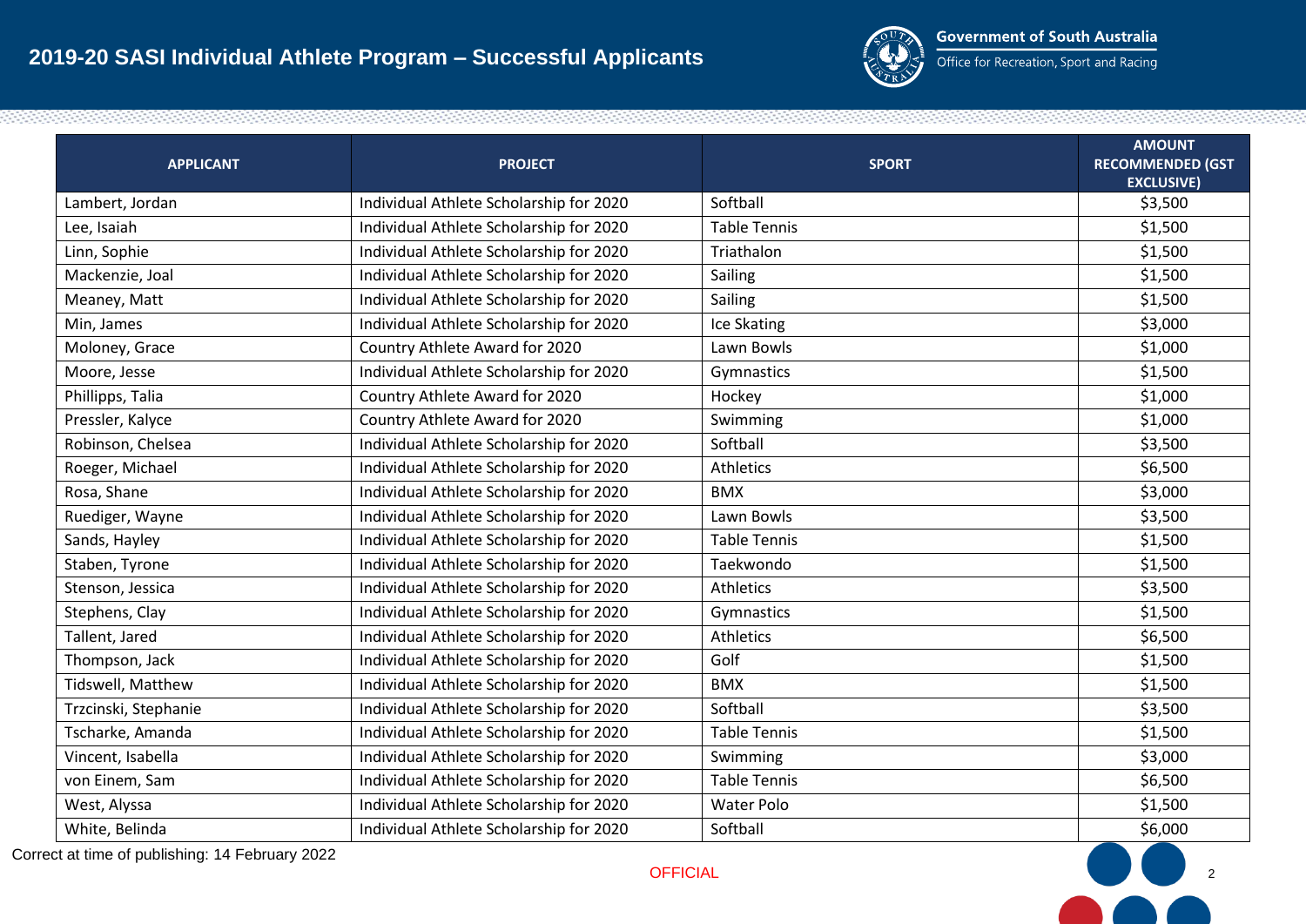## 2019-20 SASI Individual Athlete Program – Successful Applicants

| APPLICANT | PROJECT | SPORT | AMOUNT RECOMMENDED (GST EXCLUSIVE) |
|---|---|---|---|
| Lambert, Jordan | Individual Athlete Scholarship for 2020 | Softball | $3,500 |
| Lee, Isaiah | Individual Athlete Scholarship for 2020 | Table Tennis | $1,500 |
| Linn, Sophie | Individual Athlete Scholarship for 2020 | Triathalon | $1,500 |
| Mackenzie, Joal | Individual Athlete Scholarship for 2020 | Sailing | $1,500 |
| Meaney, Matt | Individual Athlete Scholarship for 2020 | Sailing | $1,500 |
| Min, James | Individual Athlete Scholarship for 2020 | Ice Skating | $3,000 |
| Moloney, Grace | Country Athlete Award for 2020 | Lawn Bowls | $1,000 |
| Moore, Jesse | Individual Athlete Scholarship for 2020 | Gymnastics | $1,500 |
| Phillipps, Talia | Country Athlete Award for 2020 | Hockey | $1,000 |
| Pressler, Kalyce | Country Athlete Award for 2020 | Swimming | $1,000 |
| Robinson, Chelsea | Individual Athlete Scholarship for 2020 | Softball | $3,500 |
| Roeger, Michael | Individual Athlete Scholarship for 2020 | Athletics | $6,500 |
| Rosa, Shane | Individual Athlete Scholarship for 2020 | BMX | $3,000 |
| Ruediger, Wayne | Individual Athlete Scholarship for 2020 | Lawn Bowls | $3,500 |
| Sands, Hayley | Individual Athlete Scholarship for 2020 | Table Tennis | $1,500 |
| Staben, Tyrone | Individual Athlete Scholarship for 2020 | Taekwondo | $1,500 |
| Stenson, Jessica | Individual Athlete Scholarship for 2020 | Athletics | $3,500 |
| Stephens, Clay | Individual Athlete Scholarship for 2020 | Gymnastics | $1,500 |
| Tallent, Jared | Individual Athlete Scholarship for 2020 | Athletics | $6,500 |
| Thompson, Jack | Individual Athlete Scholarship for 2020 | Golf | $1,500 |
| Tidswell, Matthew | Individual Athlete Scholarship for 2020 | BMX | $1,500 |
| Trzcinski, Stephanie | Individual Athlete Scholarship for 2020 | Softball | $3,500 |
| Tscharke, Amanda | Individual Athlete Scholarship for 2020 | Table Tennis | $1,500 |
| Vincent, Isabella | Individual Athlete Scholarship for 2020 | Swimming | $3,000 |
| von Einem, Sam | Individual Athlete Scholarship for 2020 | Table Tennis | $6,500 |
| West, Alyssa | Individual Athlete Scholarship for 2020 | Water Polo | $1,500 |
| White, Belinda | Individual Athlete Scholarship for 2020 | Softball | $6,000 |

Correct at time of publishing: 14 February 2022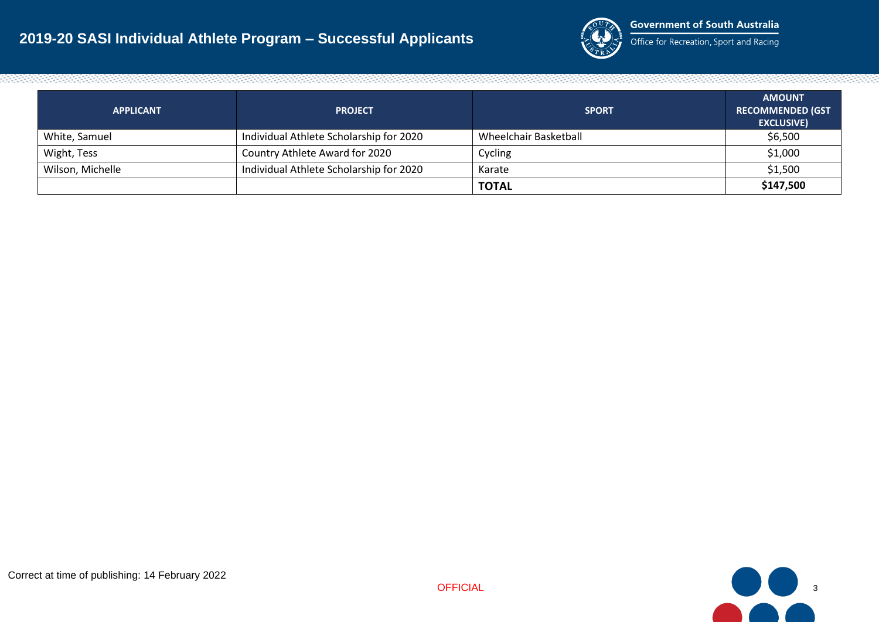# 2019-20 SASI Individual Athlete Program – Successful Applicants

| APPLICANT | PROJECT | SPORT | AMOUNT RECOMMENDED (GST EXCLUSIVE) |
|---|---|---|---|
| White, Samuel | Individual Athlete Scholarship for 2020 | Wheelchair Basketball | $6,500 |
| Wight, Tess | Country Athlete Award for 2020 | Cycling | $1,000 |
| Wilson, Michelle | Individual Athlete Scholarship for 2020 | Karate | $1,500 |
| | | **TOTAL** | **$147,500** |

Correct at time of publishing: 14 February 2022

OFFICIAL